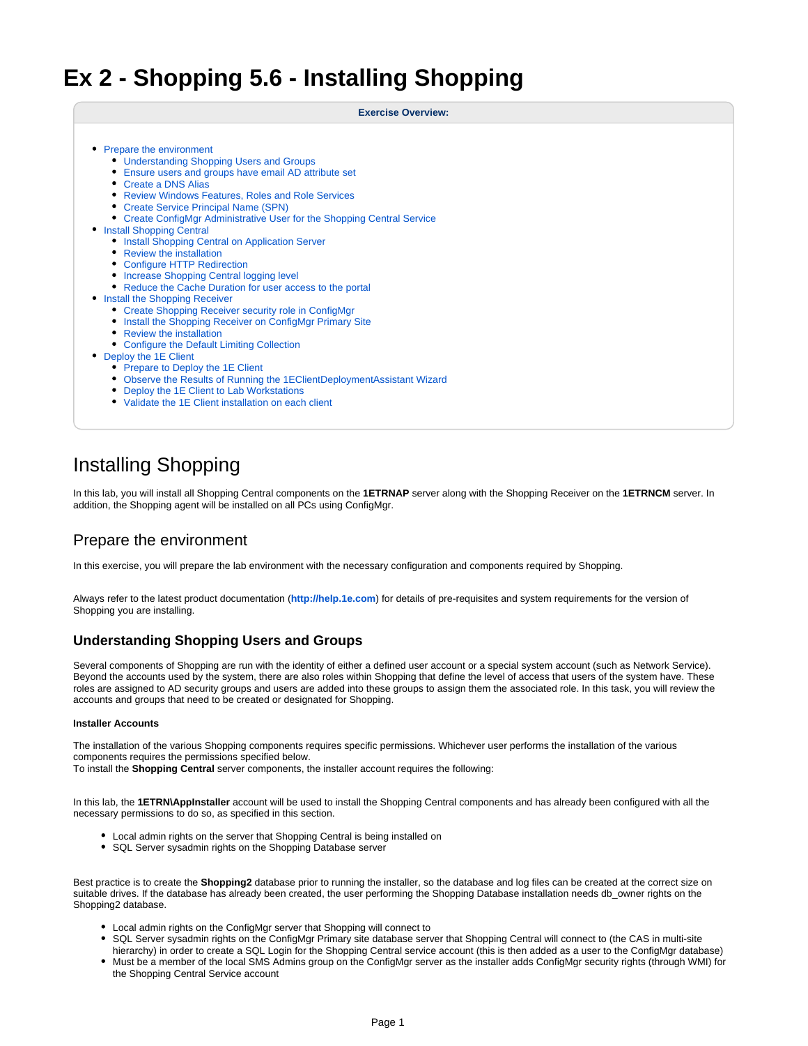# Ex 2 - Shopping 5.6 - Installing Shopping

**Exercise Overview:**

- Prepare the environment
  - Understanding Shopping Users and Groups
  - Ensure users and groups have email AD attribute set
  - Create a DNS Alias
  - Review Windows Features, Roles and Role Services
  - Create Service Principal Name (SPN)
  - Create ConfigMgr Administrative User for the Shopping Central Service
- Install Shopping Central
  - Install Shopping Central on Application Server
  - Review the installation
  - Configure HTTP Redirection
  - Increase Shopping Central logging level
  - Reduce the Cache Duration for user access to the portal
- Install the Shopping Receiver
  - Create Shopping Receiver security role in ConfigMgr
  - Install the Shopping Receiver on ConfigMgr Primary Site
  - Review the installation
  - Configure the Default Limiting Collection
- Deploy the 1E Client
  - Prepare to Deploy the 1E Client
  - Observe the Results of Running the 1EClientDeploymentAssistant Wizard
  - Deploy the 1E Client to Lab Workstations
  - Validate the 1E Client installation on each client

## Installing Shopping

In this lab, you will install all Shopping Central components on the **1ETRNAP** server along with the Shopping Receiver on the **1ETRNCM** server. In addition, the Shopping agent will be installed on all PCs using ConfigMgr.

## Prepare the environment

In this exercise, you will prepare the lab environment with the necessary configuration and components required by Shopping.

Always refer to the latest product documentation (**http://help.1e.com**) for details of pre-requisites and system requirements for the version of Shopping you are installing.

### Understanding Shopping Users and Groups

Several components of Shopping are run with the identity of either a defined user account or a special system account (such as Network Service). Beyond the accounts used by the system, there are also roles within Shopping that define the level of access that users of the system have. These roles are assigned to AD security groups and users are added into these groups to assign them the associated role. In this task, you will review the accounts and groups that need to be created or designated for Shopping.

#### Installer Accounts

The installation of the various Shopping components requires specific permissions. Whichever user performs the installation of the various components requires the permissions specified below.
To install the **Shopping Central** server components, the installer account requires the following:

In this lab, the **1ETRN\AppInstaller** account will be used to install the Shopping Central components and has already been configured with all the necessary permissions to do so, as specified in this section.

- Local admin rights on the server that Shopping Central is being installed on
- SQL Server sysadmin rights on the Shopping Database server

Best practice is to create the **Shopping2** database prior to running the installer, so the database and log files can be created at the correct size on suitable drives. If the database has already been created, the user performing the Shopping Database installation needs db_owner rights on the Shopping2 database.

- Local admin rights on the ConfigMgr server that Shopping will connect to
- SQL Server sysadmin rights on the ConfigMgr Primary site database server that Shopping Central will connect to (the CAS in multi-site hierarchy) in order to create a SQL Login for the Shopping Central service account (this is then added as a user to the ConfigMgr database)
- Must be a member of the local SMS Admins group on the ConfigMgr server as the installer adds ConfigMgr security rights (through WMI) for the Shopping Central Service account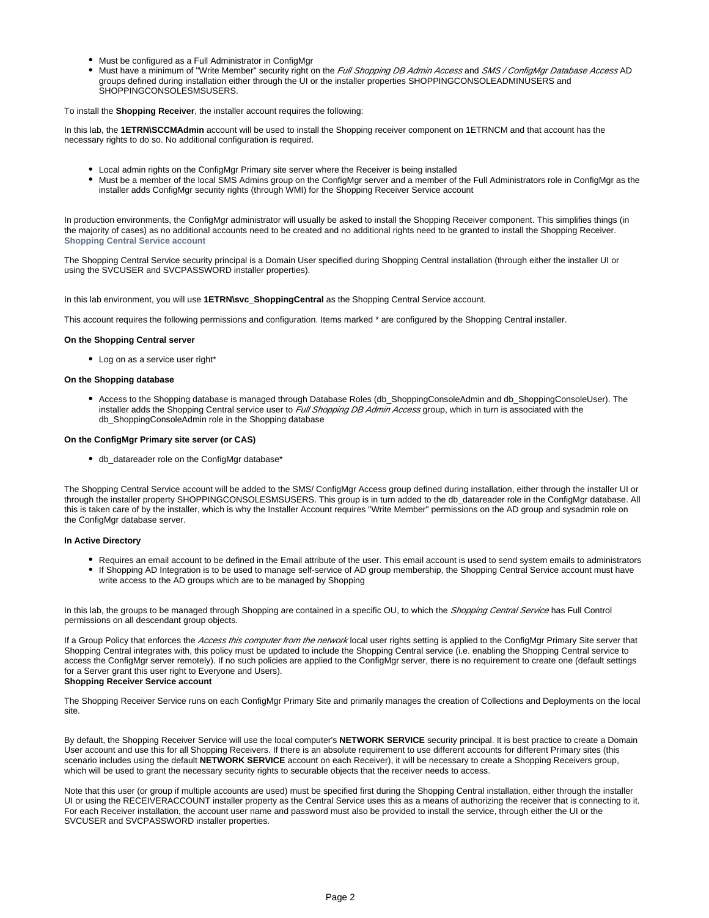- Must be configured as a Full Administrator in ConfigMgr
- Must have a minimum of "Write Member" security right on the *Full Shopping DB Admin Access* and *SMS / ConfigMgr Database Access* AD groups defined during installation either through the UI or the installer properties SHOPPINGCONSOLEADMINUSERS and SHOPPINGCONSOLESMSUSERS.

To install the **Shopping Receiver**, the installer account requires the following:

In this lab, the **1ETRN\SCCMAdmin** account will be used to install the Shopping receiver component on 1ETRNCM and that account has the necessary rights to do so. No additional configuration is required.

- Local admin rights on the ConfigMgr Primary site server where the Receiver is being installed
- Must be a member of the local SMS Admins group on the ConfigMgr server and a member of the Full Administrators role in ConfigMgr as the installer adds ConfigMgr security rights (through WMI) for the Shopping Receiver Service account

In production environments, the ConfigMgr administrator will usually be asked to install the Shopping Receiver component. This simplifies things (in the majority of cases) as no additional accounts need to be created and no additional rights need to be granted to install the Shopping Receiver.

### Shopping Central Service account

The Shopping Central Service security principal is a Domain User specified during Shopping Central installation (through either the installer UI or using the SVCUSER and SVCPASSWORD installer properties).

In this lab environment, you will use **1ETRN\svc_ShoppingCentral** as the Shopping Central Service account.

This account requires the following permissions and configuration. Items marked * are configured by the Shopping Central installer.

**On the Shopping Central server**

- Log on as a service user right*

**On the Shopping database**

- Access to the Shopping database is managed through Database Roles (db_ShoppingConsoleAdmin and db_ShoppingConsoleUser). The installer adds the Shopping Central service user to *Full Shopping DB Admin Access* group, which in turn is associated with the db_ShoppingConsoleAdmin role in the Shopping database

**On the ConfigMgr Primary site server (or CAS)**

- db_datareader role on the ConfigMgr database*

The Shopping Central Service account will be added to the SMS/ ConfigMgr Access group defined during installation, either through the installer UI or through the installer property SHOPPINGCONSOLESMSUSERS. This group is in turn added to the db_datareader role in the ConfigMgr database. All this is taken care of by the installer, which is why the Installer Account requires "Write Member" permissions on the AD group and sysadmin role on the ConfigMgr database server.

**In Active Directory**

- Requires an email account to be defined in the Email attribute of the user. This email account is used to send system emails to administrators
- If Shopping AD Integration is to be used to manage self-service of AD group membership, the Shopping Central Service account must have write access to the AD groups which are to be managed by Shopping

In this lab, the groups to be managed through Shopping are contained in a specific OU, to which the *Shopping Central Service* has Full Control permissions on all descendant group objects.

If a Group Policy that enforces the *Access this computer from the network* local user rights setting is applied to the ConfigMgr Primary Site server that Shopping Central integrates with, this policy must be updated to include the Shopping Central service (i.e. enabling the Shopping Central service to access the ConfigMgr server remotely). If no such policies are applied to the ConfigMgr server, there is no requirement to create one (default settings for a Server grant this user right to Everyone and Users).

### Shopping Receiver Service account

The Shopping Receiver Service runs on each ConfigMgr Primary Site and primarily manages the creation of Collections and Deployments on the local site.

By default, the Shopping Receiver Service will use the local computer's **NETWORK SERVICE** security principal. It is best practice to create a Domain User account and use this for all Shopping Receivers. If there is an absolute requirement to use different accounts for different Primary sites (this scenario includes using the default **NETWORK SERVICE** account on each Receiver), it will be necessary to create a Shopping Receivers group, which will be used to grant the necessary security rights to securable objects that the receiver needs to access.

Note that this user (or group if multiple accounts are used) must be specified first during the Shopping Central installation, either through the installer UI or using the RECEIVERACCOUNT installer property as the Central Service uses this as a means of authorizing the receiver that is connecting to it. For each Receiver installation, the account user name and password must also be provided to install the service, through either the UI or the SVCUSER and SVCPASSWORD installer properties.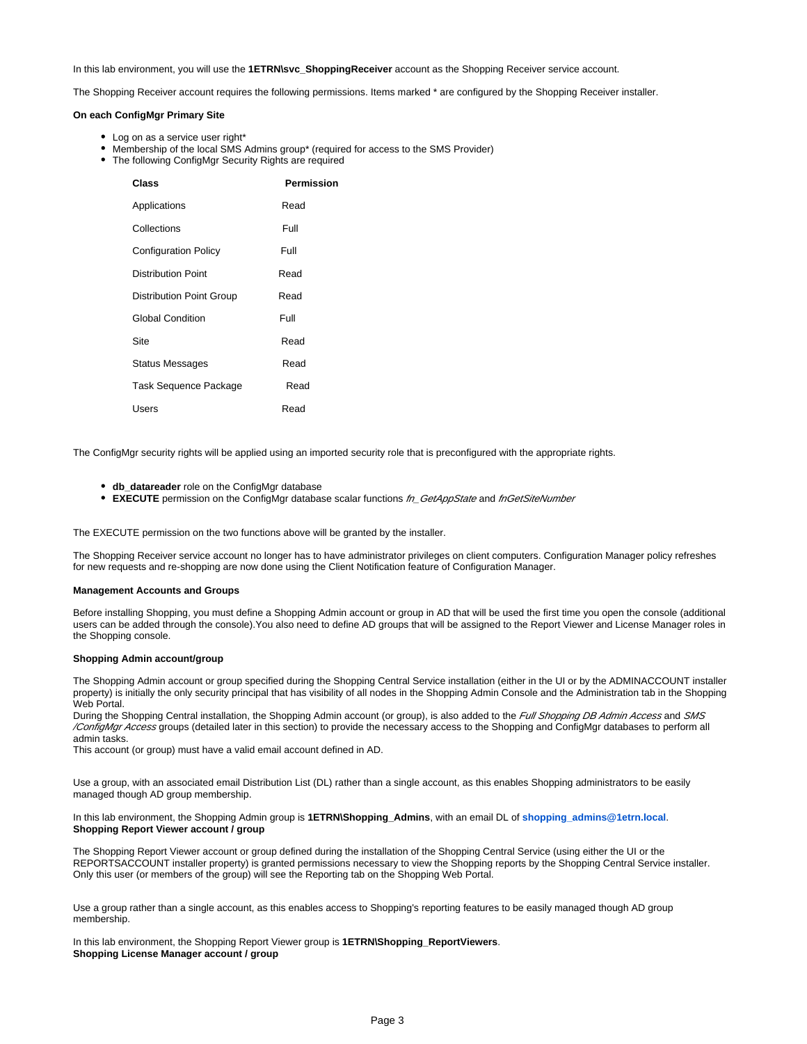In this lab environment, you will use the **1ETRN\svc_ShoppingReceiver** account as the Shopping Receiver service account.

The Shopping Receiver account requires the following permissions. Items marked * are configured by the Shopping Receiver installer.

**On each ConfigMgr Primary Site**

- Log on as a service user right*
- Membership of the local SMS Admins group* (required for access to the SMS Provider)
- The following ConfigMgr Security Rights are required

| Class | Permission |
| --- | --- |
| Applications | Read |
| Collections | Full |
| Configuration Policy | Full |
| Distribution Point | Read |
| Distribution Point Group | Read |
| Global Condition | Full |
| Site | Read |
| Status Messages | Read |
| Task Sequence Package | Read |
| Users | Read |

The ConfigMgr security rights will be applied using an imported security role that is preconfigured with the appropriate rights.

- **db_datareader** role on the ConfigMgr database
- **EXECUTE** permission on the ConfigMgr database scalar functions *fn_GetAppState* and *fnGetSiteNumber*

The EXECUTE permission on the two functions above will be granted by the installer.

The Shopping Receiver service account no longer has to have administrator privileges on client computers. Configuration Manager policy refreshes for new requests and re-shopping are now done using the Client Notification feature of Configuration Manager.

**Management Accounts and Groups**

Before installing Shopping, you must define a Shopping Admin account or group in AD that will be used the first time you open the console (additional users can be added through the console).You also need to define AD groups that will be assigned to the Report Viewer and License Manager roles in the Shopping console.

**Shopping Admin account/group**

The Shopping Admin account or group specified during the Shopping Central Service installation (either in the UI or by the ADMINACCOUNT installer property) is initially the only security principal that has visibility of all nodes in the Shopping Admin Console and the Administration tab in the Shopping Web Portal.
During the Shopping Central installation, the Shopping Admin account (or group), is also added to the *Full Shopping DB Admin Access* and *SMS /ConfigMgr Access* groups (detailed later in this section) to provide the necessary access to the Shopping and ConfigMgr databases to perform all admin tasks.
This account (or group) must have a valid email account defined in AD.

Use a group, with an associated email Distribution List (DL) rather than a single account, as this enables Shopping administrators to be easily managed though AD group membership.

In this lab environment, the Shopping Admin group is **1ETRN\Shopping_Admins**, with an email DL of **shopping_admins@1etrn.local**.

**Shopping Report Viewer account / group**

The Shopping Report Viewer account or group defined during the installation of the Shopping Central Service (using either the UI or the REPORTSACCOUNT installer property) is granted permissions necessary to view the Shopping reports by the Shopping Central Service installer. Only this user (or members of the group) will see the Reporting tab on the Shopping Web Portal.

Use a group rather than a single account, as this enables access to Shopping's reporting features to be easily managed though AD group membership.

In this lab environment, the Shopping Report Viewer group is **1ETRN\Shopping_ReportViewers**.

**Shopping License Manager account / group**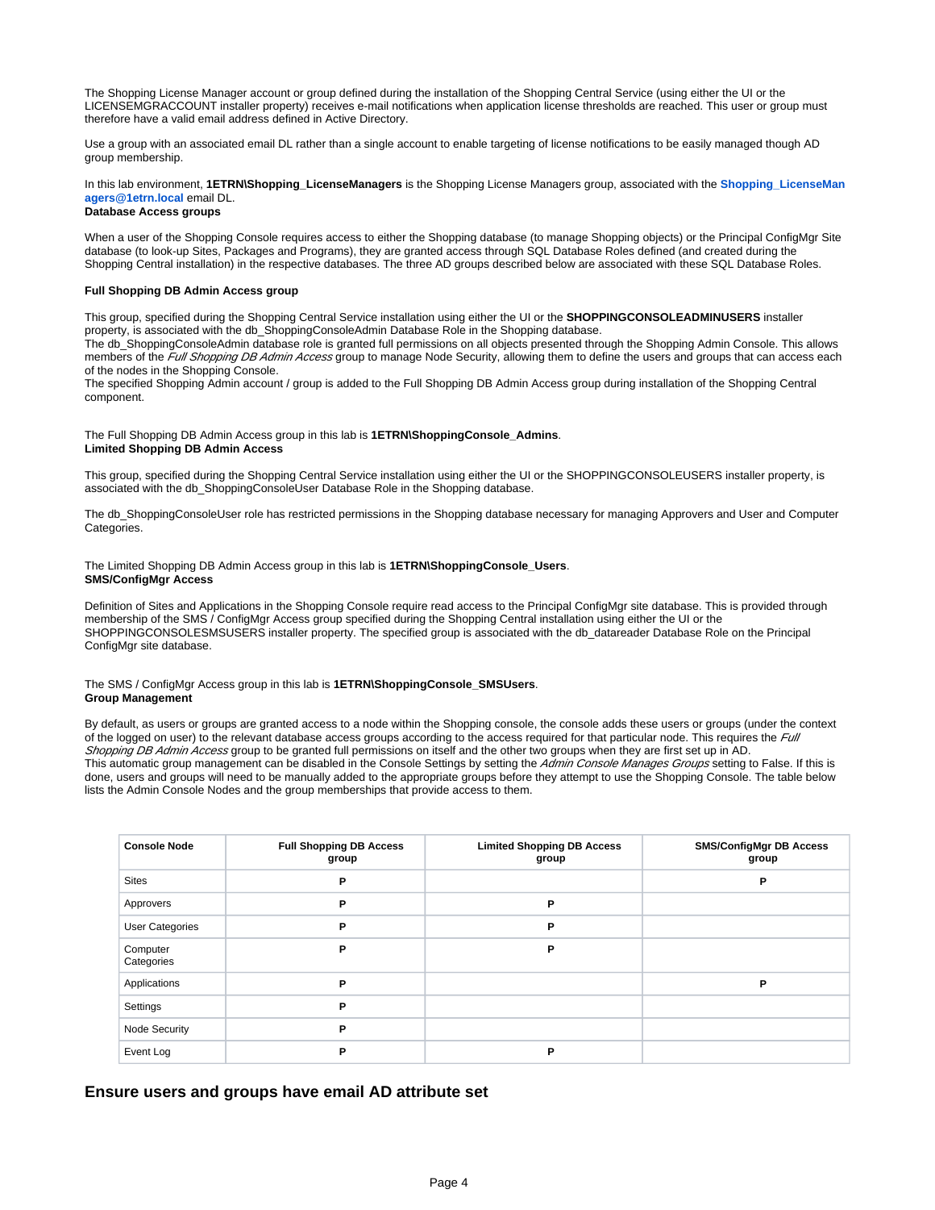The Shopping License Manager account or group defined during the installation of the Shopping Central Service (using either the UI or the LICENSEMGRACCOUNT installer property) receives e-mail notifications when application license thresholds are reached. This user or group must therefore have a valid email address defined in Active Directory.

Use a group with an associated email DL rather than a single account to enable targeting of license notifications to be easily managed though AD group membership.

In this lab environment, **1ETRN\Shopping_LicenseManagers** is the Shopping License Managers group, associated with the **Shopping_LicenseManagers@1etrn.local** email DL.

**Database Access groups**

When a user of the Shopping Console requires access to either the Shopping database (to manage Shopping objects) or the Principal ConfigMgr Site database (to look-up Sites, Packages and Programs), they are granted access through SQL Database Roles defined (and created during the Shopping Central installation) in the respective databases. The three AD groups described below are associated with these SQL Database Roles.

**Full Shopping DB Admin Access group**

This group, specified during the Shopping Central Service installation using either the UI or the **SHOPPINGCONSOLEADMINUSERS** installer property, is associated with the db_ShoppingConsoleAdmin Database Role in the Shopping database.
The db_ShoppingConsoleAdmin database role is granted full permissions on all objects presented through the Shopping Admin Console. This allows members of the *Full Shopping DB Admin Access* group to manage Node Security, allowing them to define the users and groups that can access each of the nodes in the Shopping Console.
The specified Shopping Admin account / group is added to the Full Shopping DB Admin Access group during installation of the Shopping Central component.

The Full Shopping DB Admin Access group in this lab is **1ETRN\ShoppingConsole_Admins**.

**Limited Shopping DB Admin Access**

This group, specified during the Shopping Central Service installation using either the UI or the SHOPPINGCONSOLEUSERS installer property, is associated with the db_ShoppingConsoleUser Database Role in the Shopping database.

The db_ShoppingConsoleUser role has restricted permissions in the Shopping database necessary for managing Approvers and User and Computer Categories.

The Limited Shopping DB Admin Access group in this lab is **1ETRN\ShoppingConsole_Users**.

**SMS/ConfigMgr Access**

Definition of Sites and Applications in the Shopping Console require read access to the Principal ConfigMgr site database. This is provided through membership of the SMS / ConfigMgr Access group specified during the Shopping Central installation using either the UI or the SHOPPINGCONSOLESMSUSERS installer property. The specified group is associated with the db_datareader Database Role on the Principal ConfigMgr site database.

The SMS / ConfigMgr Access group in this lab is **1ETRN\ShoppingConsole_SMSUsers**.

**Group Management**

By default, as users or groups are granted access to a node within the Shopping console, the console adds these users or groups (under the context of the logged on user) to the relevant database access groups according to the access required for that particular node. This requires the *Full Shopping DB Admin Access* group to be granted full permissions on itself and the other two groups when they are first set up in AD.
This automatic group management can be disabled in the Console Settings by setting the *Admin Console Manages Groups* setting to False. If this is done, users and groups will need to be manually added to the appropriate groups before they attempt to use the Shopping Console. The table below lists the Admin Console Nodes and the group memberships that provide access to them.

| Console Node | Full Shopping DB Access group | Limited Shopping DB Access group | SMS/ConfigMgr DB Access group |
|---|---|---|---|
| Sites | P | | P |
| Approvers | P | P | |
| User Categories | P | P | |
| Computer Categories | P | P | |
| Applications | P | | P |
| Settings | P | | |
| Node Security | P | | |
| Event Log | P | P | |

## Ensure users and groups have email AD attribute set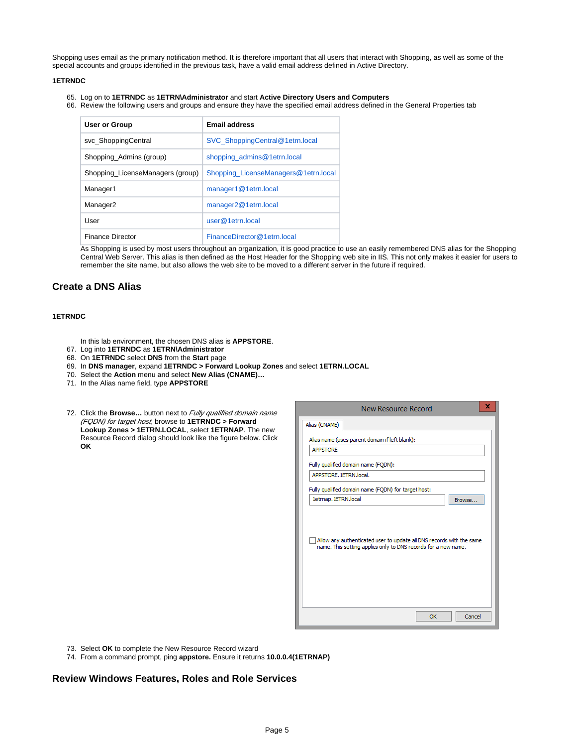Shopping uses email as the primary notification method. It is therefore important that all users that interact with Shopping, as well as some of the special accounts and groups identified in the previous task, have a valid email address defined in Active Directory.

**1ETRNDC**

65. Log on to **1ETRNDC** as **1ETRN\Administrator** and start **Active Directory Users and Computers**
66. Review the following users and groups and ensure they have the specified email address defined in the General Properties tab

| User or Group | Email address |
|---|---|
| svc_ShoppingCentral | SVC_ShoppingCentral@1etrn.local |
| Shopping_Admins (group) | shopping_admins@1etrn.local |
| Shopping_LicenseManagers (group) | Shopping_LicenseManagers@1etrn.local |
| Manager1 | manager1@1etrn.local |
| Manager2 | manager2@1etrn.local |
| User | user@1etrn.local |
| Finance Director | FinanceDirector@1etrn.local |

As Shopping is used by most users throughout an organization, it is good practice to use an easily remembered DNS alias for the Shopping Central Web Server. This alias is then defined as the Host Header for the Shopping web site in IIS. This not only makes it easier for users to remember the site name, but also allows the web site to be moved to a different server in the future if required.

## Create a DNS Alias

**1ETRNDC**

In this lab environment, the chosen DNS alias is **APPSTORE**.

67. Log into **1ETRNDC** as **1ETRN\Administrator**
68. On **1ETRNDC** select **DNS** from the **Start** page
69. In **DNS manager**, expand **1ETRNDC > Forward Lookup Zones** and select **1ETRN.LOCAL**
70. Select the **Action** menu and select **New Alias (CNAME)…**
71. In the Alias name field, type **APPSTORE**
72. Click the **Browse…** button next to *Fully qualified domain name (FQDN) for target host*, browse to **1ETRNDC > Forward Lookup Zones > 1ETRN.LOCAL**, select **1ETRNAP**. The new Resource Record dialog should look like the figure below. Click **OK**

New Resource Record

Alias (CNAME)

Alias name (uses parent domain if left blank): APPSTORE

Fully qualified domain name (FQDN): APPSTORE.1ETRN.local.

Fully qualified domain name (FQDN) for target host: 1etrnap.1ETRN.local [Browse...]

☐ Allow any authenticated user to update all DNS records with the same name. This setting applies only to DNS records for a new name.

[OK] [Cancel]

73. Select **OK** to complete the New Resource Record wizard
74. From a command prompt, ping **appstore.** Ensure it returns **10.0.0.4(1ETRNAP)**

## Review Windows Features, Roles and Role Services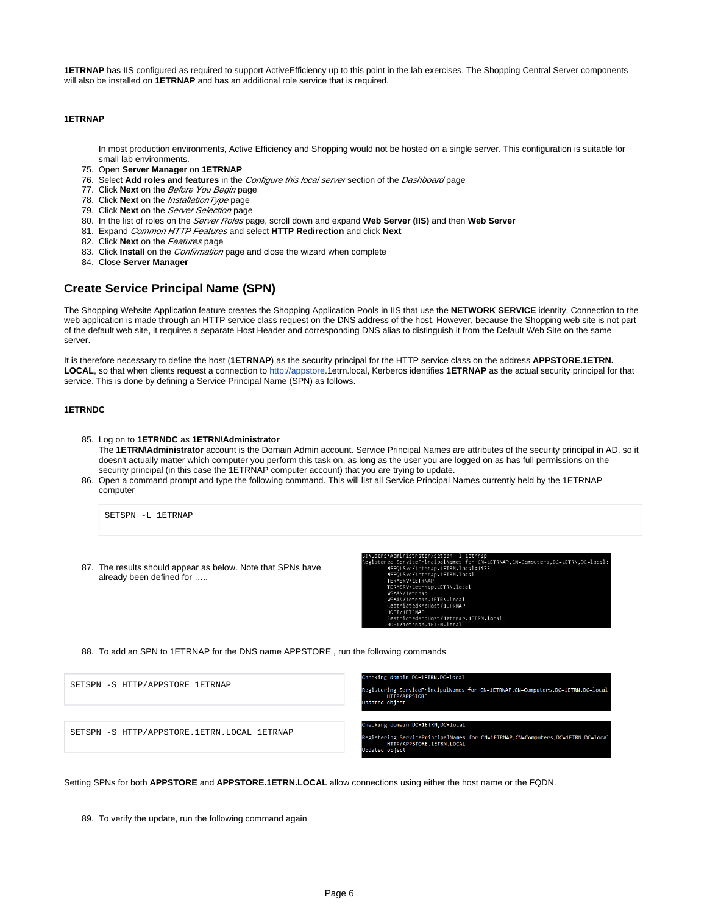**1ETRNAP** has IIS configured as required to support ActiveEfficiency up to this point in the lab exercises. The Shopping Central Server components will also be installed on **1ETRNAP** and has an additional role service that is required.

**1ETRNAP**

In most production environments, Active Efficiency and Shopping would not be hosted on a single server. This configuration is suitable for small lab environments.

75. Open **Server Manager** on **1ETRNAP**
76. Select **Add roles and features** in the *Configure this local server* section of the *Dashboard* page
77. Click **Next** on the *Before You Begin* page
78. Click **Next** on the *InstallationType* page
79. Click **Next** on the *Server Selection* page
80. In the list of roles on the *Server Roles* page, scroll down and expand **Web Server (IIS)** and then **Web Server**
81. Expand *Common HTTP Features* and select **HTTP Redirection** and click **Next**
82. Click **Next** on the *Features* page
83. Click **Install** on the *Confirmation* page and close the wizard when complete
84. Close **Server Manager**

## Create Service Principal Name (SPN)

The Shopping Website Application feature creates the Shopping Application Pools in IIS that use the **NETWORK SERVICE** identity. Connection to the web application is made through an HTTP service class request on the DNS address of the host. However, because the Shopping web site is not part of the default web site, it requires a separate Host Header and corresponding DNS alias to distinguish it from the Default Web Site on the same server.

It is therefore necessary to define the host (**1ETRNAP**) as the security principal for the HTTP service class on the address **APPSTORE.1ETRN.LOCAL**, so that when clients request a connection to http://appstore.1etrn.local, Kerberos identifies **1ETRNAP** as the actual security principal for that service. This is done by defining a Service Principal Name (SPN) as follows.

**1ETRNDC**

85. Log on to **1ETRNDC** as **1ETRN\Administrator**
    The **1ETRN\Administrator** account is the Domain Admin account. Service Principal Names are attributes of the security principal in AD, so it doesn't actually matter which computer you perform this task on, as long as the user you are logged on as has full permissions on the security principal (in this case the 1ETRNAP computer account) that you are trying to update.
86. Open a command prompt and type the following command. This will list all Service Principal Names currently held by the 1ETRNAP computer

```
SETSPN -L 1ETRNAP
```

87. The results should appear as below. Note that SPNs have already been defined for .....

```
C:\Users\Administrator>setspn -l 1etrnap
Registered ServicePrincipalNames for CN=1ETRNAP,CN=Computers,DC=1ETRN,DC=local:
        MSSQLSvc/1etrnap.1ETRN.local:1433
        MSSQLSvc/1etrnap.1ETRN.local
        TERMSRV/1ETRNAP
        TERMSRV/1etrnap.1ETRN.local
        WSMAN/1etrnap
        WSMAN/1etrnap.1ETRN.local
        RestrictedKrbHost/1ETRNAP
        HOST/1ETRNAP
        RestrictedKrbHost/1etrnap.1ETRN.local
        HOST/1etrnap.1ETRN.local
```

88. To add an SPN to 1ETRNAP for the DNS name APPSTORE , run the following commands

```
SETSPN -S HTTP/APPSTORE 1ETRNAP
```

```
Checking domain DC=1ETRN,DC=local

Registering ServicePrincipalNames for CN=1ETRNAP,CN=Computers,DC=1ETRN,DC=local
        HTTP/APPSTORE
Updated object
```

```
SETSPN -S HTTP/APPSTORE.1ETRN.LOCAL 1ETRNAP
```

```
Checking domain DC=1ETRN,DC=local

Registering ServicePrincipalNames for CN=1ETRNAP,CN=Computers,DC=1ETRN,DC=local
        HTTP/APPSTORE.1ETRN.LOCAL
Updated object
```

Setting SPNs for both **APPSTORE** and **APPSTORE.1ETRN.LOCAL** allow connections using either the host name or the FQDN.

89. To verify the update, run the following command again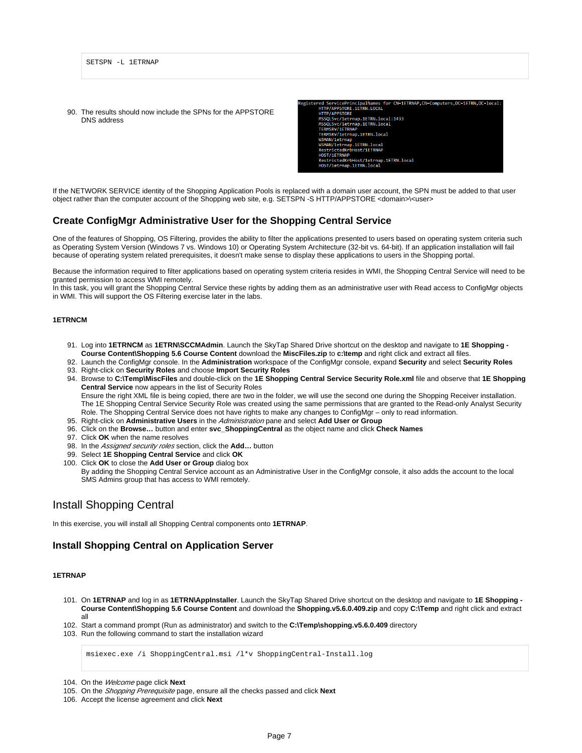```
SETSPN -L 1ETRNAP
```

90. The results should now include the SPNs for the APPSTORE DNS address

```
Registered ServicePrincipalNames for CN=1ETRNAP,CN=Computers,DC=1ETRN,DC=local:
        HTTP/APPSTORE.1ETRN.LOCAL
        HTTP/APPSTORE
        MSSQLSvc/1etrnap.1ETRN.local:1433
        MSSQLSvc/1etrnap.1ETRN.local
        TERMSRV/1ETRNAP
        TERMSRV/1etrnap.1ETRN.local
        WSMAN/1etrnap
        WSMAN/1etrnap.1ETRN.local
        RestrictedKrbHost/1ETRNAP
        HOST/1ETRNAP
        RestrictedKrbHost/1etrnap.1ETRN.local
        HOST/1etrnap.1ETRN.local
```

If the NETWORK SERVICE identity of the Shopping Application Pools is replaced with a domain user account, the SPN must be added to that user object rather than the computer account of the Shopping web site, e.g. SETSPN -S HTTP/APPSTORE <domain>\<user>

### Create ConfigMgr Administrative User for the Shopping Central Service

One of the features of Shopping, OS Filtering, provides the ability to filter the applications presented to users based on operating system criteria such as Operating System Version (Windows 7 vs. Windows 10) or Operating System Architecture (32-bit vs. 64-bit). If an application installation will fail because of operating system related prerequisites, it doesn't make sense to display these applications to users in the Shopping portal.

Because the information required to filter applications based on operating system criteria resides in WMI, the Shopping Central Service will need to be granted permission to access WMI remotely.
In this task, you will grant the Shopping Central Service these rights by adding them as an administrative user with Read access to ConfigMgr objects in WMI. This will support the OS Filtering exercise later in the labs.

**1ETRNCM**

91. Log into **1ETRNCM** as **1ETRN\SCCMAdmin**. Launch the SkyTap Shared Drive shortcut on the desktop and navigate to **1E Shopping - Course Content\Shopping 5.6 Course Content** download the **MiscFiles.zip** to **c:\temp** and right click and extract all files.
92. Launch the ConfigMgr console. In the **Administration** workspace of the ConfigMgr console, expand **Security** and select **Security Roles**
93. Right-click on **Security Roles** and choose **Import Security Roles**
94. Browse to **C:\Temp\MiscFiles** and double-click on the **1E Shopping Central Service Security Role.xml** file and observe that **1E Shopping Central Service** now appears in the list of Security Roles
    Ensure the right XML file is being copied, there are two in the folder, we will use the second one during the Shopping Receiver installation.
    The 1E Shopping Central Service Security Role was created using the same permissions that are granted to the Read-only Analyst Security Role. The Shopping Central Service does not have rights to make any changes to ConfigMgr – only to read information.
95. Right-click on **Administrative Users** in the *Administration* pane and select **Add User or Group**
96. Click on the **Browse…** button and enter **svc_ShoppingCentral** as the object name and click **Check Names**
97. Click **OK** when the name resolves
98. In the *Assigned security roles* section, click the **Add…** button
99. Select **1E Shopping Central Service** and click **OK**
100. Click **OK** to close the **Add User or Group** dialog box
    By adding the Shopping Central Service account as an Administrative User in the ConfigMgr console, it also adds the account to the local SMS Admins group that has access to WMI remotely.

## Install Shopping Central

In this exercise, you will install all Shopping Central components onto **1ETRNAP**.

### Install Shopping Central on Application Server

**1ETRNAP**

101. On **1ETRNAP** and log in as **1ETRN\AppInstaller**. Launch the SkyTap Shared Drive shortcut on the desktop and navigate to **1E Shopping - Course Content\Shopping 5.6 Course Content** and download the **Shopping.v5.6.0.409.zip** and copy **C:\Temp** and right click and extract all
102. Start a command prompt (Run as administrator) and switch to the **C:\Temp\shopping.v5.6.0.409** directory
103. Run the following command to start the installation wizard

```
msiexec.exe /i ShoppingCentral.msi /l*v ShoppingCentral-Install.log
```

104. On the *Welcome* page click **Next**
105. On the *Shopping Prerequisite* page, ensure all the checks passed and click **Next**
106. Accept the license agreement and click **Next**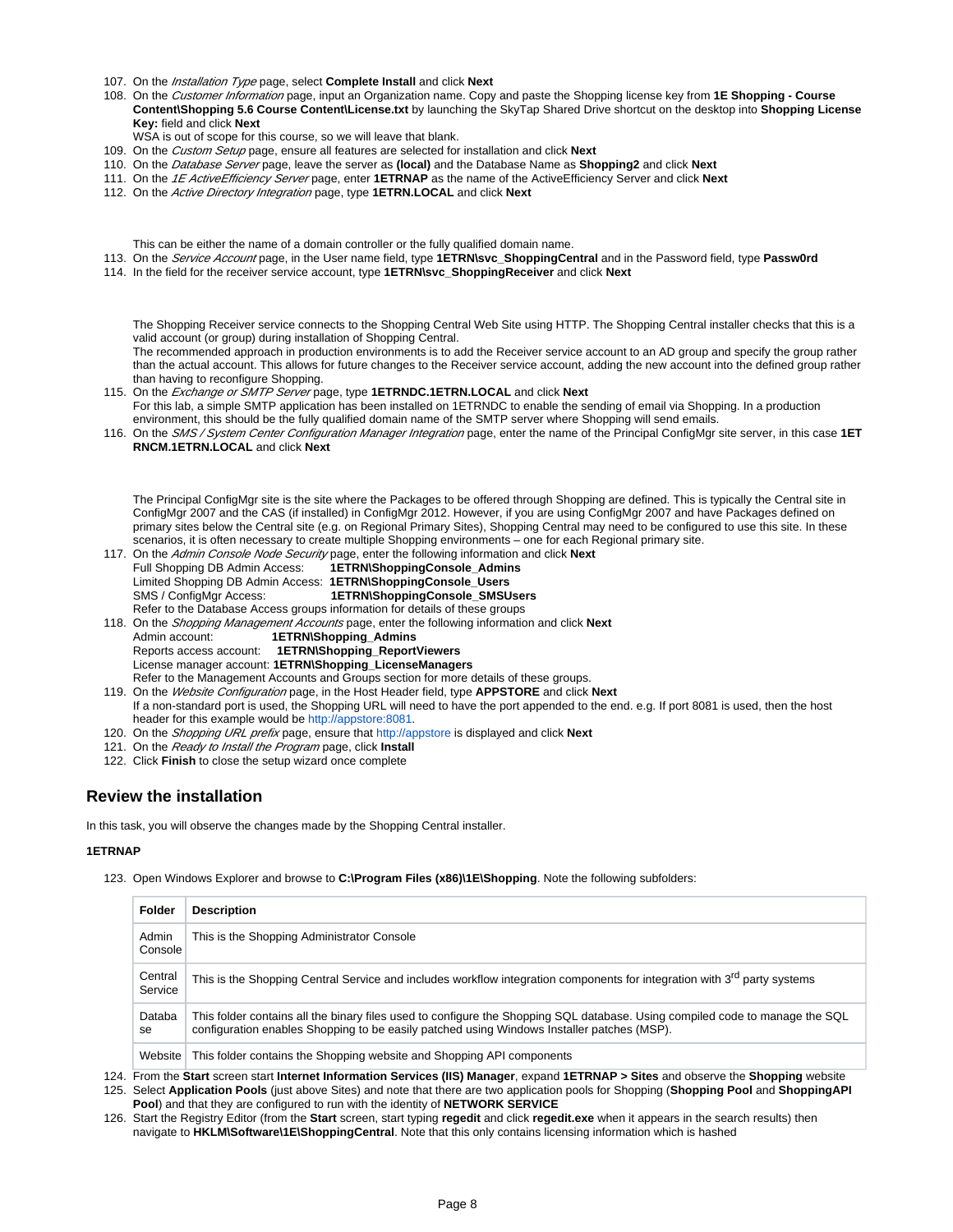107. On the *Installation Type* page, select **Complete Install** and click **Next**
108. On the *Customer Information* page, input an Organization name. Copy and paste the Shopping license key from **1E Shopping - Course Content\Shopping 5.6 Course Content\License.txt** by launching the SkyTap Shared Drive shortcut on the desktop into **Shopping License Key:** field and click **Next**
    WSA is out of scope for this course, so we will leave that blank.
109. On the *Custom Setup* page, ensure all features are selected for installation and click **Next**
110. On the *Database Server* page, leave the server as **(local)** and the Database Name as **Shopping2** and click **Next**
111. On the *1E ActiveEfficiency Server* page, enter **1ETRNAP** as the name of the ActiveEfficiency Server and click **Next**
112. On the *Active Directory Integration* page, type **1ETRN.LOCAL** and click **Next**

    This can be either the name of a domain controller or the fully qualified domain name.
113. On the *Service Account* page, in the User name field, type **1ETRN\svc_ShoppingCentral** and in the Password field, type **Passw0rd**
114. In the field for the receiver service account, type **1ETRN\svc_ShoppingReceiver** and click **Next**

    The Shopping Receiver service connects to the Shopping Central Web Site using HTTP. The Shopping Central installer checks that this is a valid account (or group) during installation of Shopping Central.
    The recommended approach in production environments is to add the Receiver service account to an AD group and specify the group rather than the actual account. This allows for future changes to the Receiver service account, adding the new account into the defined group rather than having to reconfigure Shopping.
115. On the *Exchange or SMTP Server* page, type **1ETRNDC.1ETRN.LOCAL** and click **Next**
    For this lab, a simple SMTP application has been installed on 1ETRNDC to enable the sending of email via Shopping. In a production environment, this should be the fully qualified domain name of the SMTP server where Shopping will send emails.
116. On the *SMS / System Center Configuration Manager Integration* page, enter the name of the Principal ConfigMgr site server, in this case **1ETRNCM.1ETRN.LOCAL** and click **Next**

    The Principal ConfigMgr site is the site where the Packages to be offered through Shopping are defined. This is typically the Central site in ConfigMgr 2007 and the CAS (if installed) in ConfigMgr 2012. However, if you are using ConfigMgr 2007 and have Packages defined on primary sites below the Central site (e.g. on Regional Primary Sites), Shopping Central may need to be configured to use this site. In these scenarios, it is often necessary to create multiple Shopping environments – one for each Regional primary site.
117. On the *Admin Console Node Security* page, enter the following information and click **Next**
    Full Shopping DB Admin Access: **1ETRN\ShoppingConsole_Admins**
    Limited Shopping DB Admin Access: **1ETRN\ShoppingConsole_Users**
    SMS / ConfigMgr Access: **1ETRN\ShoppingConsole_SMSUsers**
    Refer to the Database Access groups information for details of these groups
118. On the *Shopping Management Accounts* page, enter the following information and click **Next**
    Admin account: **1ETRN\Shopping_Admins**
    Reports access account: **1ETRN\Shopping_ReportViewers**
    License manager account: **1ETRN\Shopping_LicenseManagers**
    Refer to the Management Accounts and Groups section for more details of these groups.
119. On the *Website Configuration* page, in the Host Header field, type **APPSTORE** and click **Next**
    If a non-standard port is used, the Shopping URL will need to have the port appended to the end. e.g. If port 8081 is used, then the host header for this example would be http://appstore:8081.
120. On the *Shopping URL prefix* page, ensure that http://appstore is displayed and click **Next**
121. On the *Ready to Install the Program* page, click **Install**
122. Click **Finish** to close the setup wizard once complete

## Review the installation

In this task, you will observe the changes made by the Shopping Central installer.

**1ETRNAP**

123. Open Windows Explorer and browse to **C:\Program Files (x86)\1E\Shopping**. Note the following subfolders:

| Folder | Description |
|---|---|
| Admin Console | This is the Shopping Administrator Console |
| Central Service | This is the Shopping Central Service and includes workflow integration components for integration with 3rd party systems |
| Database | This folder contains all the binary files used to configure the Shopping SQL database. Using compiled code to manage the SQL configuration enables Shopping to be easily patched using Windows Installer patches (MSP). |
| Website | This folder contains the Shopping website and Shopping API components |

124. From the **Start** screen start **Internet Information Services (IIS) Manager**, expand **1ETRNAP > Sites** and observe the **Shopping** website
125. Select **Application Pools** (just above Sites) and note that there are two application pools for Shopping (**Shopping Pool** and **ShoppingAPI Pool**) and that they are configured to run with the identity of **NETWORK SERVICE**
126. Start the Registry Editor (from the **Start** screen, start typing **regedit** and click **regedit.exe** when it appears in the search results) then navigate to **HKLM\Software\1E\ShoppingCentral**. Note that this only contains licensing information which is hashed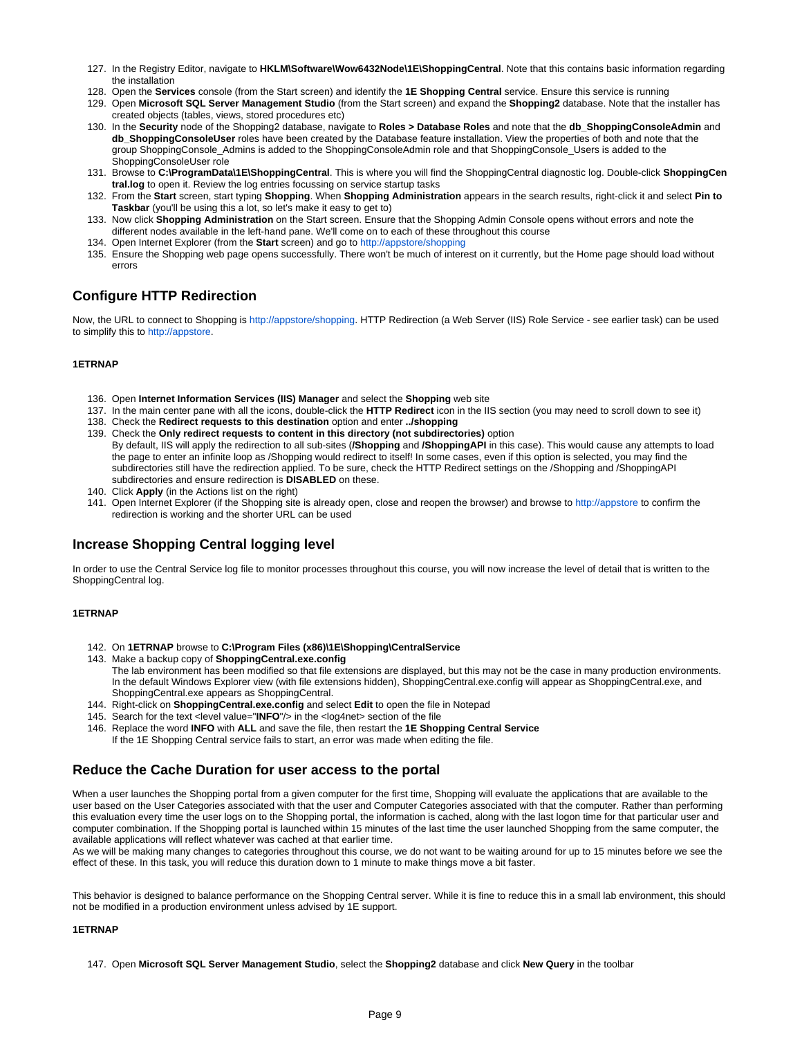127. In the Registry Editor, navigate to **HKLM\Software\Wow6432Node\1E\ShoppingCentral**. Note that this contains basic information regarding the installation
128. Open the **Services** console (from the Start screen) and identify the **1E Shopping Central** service. Ensure this service is running
129. Open **Microsoft SQL Server Management Studio** (from the Start screen) and expand the **Shopping2** database. Note that the installer has created objects (tables, views, stored procedures etc)
130. In the **Security** node of the Shopping2 database, navigate to **Roles > Database Roles** and note that the **db_ShoppingConsoleAdmin** and **db_ShoppingConsoleUser** roles have been created by the Database feature installation. View the properties of both and note that the group ShoppingConsole_Admins is added to the ShoppingConsoleAdmin role and that ShoppingConsole_Users is added to the ShoppingConsoleUser role
131. Browse to **C:\ProgramData\1E\ShoppingCentral**. This is where you will find the ShoppingCentral diagnostic log. Double-click **ShoppingCentral.log** to open it. Review the log entries focussing on service startup tasks
132. From the **Start** screen, start typing **Shopping**. When **Shopping Administration** appears in the search results, right-click it and select **Pin to Taskbar** (you'll be using this a lot, so let's make it easy to get to)
133. Now click **Shopping Administration** on the Start screen. Ensure that the Shopping Admin Console opens without errors and note the different nodes available in the left-hand pane. We'll come on to each of these throughout this course
134. Open Internet Explorer (from the **Start** screen) and go to http://appstore/shopping
135. Ensure the Shopping web page opens successfully. There won't be much of interest on it currently, but the Home page should load without errors

## Configure HTTP Redirection

Now, the URL to connect to Shopping is http://appstore/shopping. HTTP Redirection (a Web Server (IIS) Role Service - see earlier task) can be used to simplify this to http://appstore.

**1ETRNAP**

136. Open **Internet Information Services (IIS) Manager** and select the **Shopping** web site
137. In the main center pane with all the icons, double-click the **HTTP Redirect** icon in the IIS section (you may need to scroll down to see it)
138. Check the **Redirect requests to this destination** option and enter **../shopping**
139. Check the **Only redirect requests to content in this directory (not subdirectories)** option
    By default, IIS will apply the redirection to all sub-sites (**/Shopping** and **/ShoppingAPI** in this case). This would cause any attempts to load the page to enter an infinite loop as /Shopping would redirect to itself! In some cases, even if this option is selected, you may find the subdirectories still have the redirection applied. To be sure, check the HTTP Redirect settings on the /Shopping and /ShoppingAPI subdirectories and ensure redirection is **DISABLED** on these.
140. Click **Apply** (in the Actions list on the right)
141. Open Internet Explorer (if the Shopping site is already open, close and reopen the browser) and browse to http://appstore to confirm the redirection is working and the shorter URL can be used

## Increase Shopping Central logging level

In order to use the Central Service log file to monitor processes throughout this course, you will now increase the level of detail that is written to the ShoppingCentral log.

**1ETRNAP**

142. On **1ETRNAP** browse to **C:\Program Files (x86)\1E\Shopping\CentralService**
143. Make a backup copy of **ShoppingCentral.exe.config**
    The lab environment has been modified so that file extensions are displayed, but this may not be the case in many production environments. In the default Windows Explorer view (with file extensions hidden), ShoppingCentral.exe.config will appear as ShoppingCentral.exe, and ShoppingCentral.exe appears as ShoppingCentral.
144. Right-click on **ShoppingCentral.exe.config** and select **Edit** to open the file in Notepad
145. Search for the text <level value="**INFO**"/> in the <log4net> section of the file
146. Replace the word **INFO** with **ALL** and save the file, then restart the **1E Shopping Central Service**
    If the 1E Shopping Central service fails to start, an error was made when editing the file.

## Reduce the Cache Duration for user access to the portal

When a user launches the Shopping portal from a given computer for the first time, Shopping will evaluate the applications that are available to the user based on the User Categories associated with that the user and Computer Categories associated with that the computer. Rather than performing this evaluation every time the user logs on to the Shopping portal, the information is cached, along with the last logon time for that particular user and computer combination. If the Shopping portal is launched within 15 minutes of the last time the user launched Shopping from the same computer, the available applications will reflect whatever was cached at that earlier time.
As we will be making many changes to categories throughout this course, we do not want to be waiting around for up to 15 minutes before we see the effect of these. In this task, you will reduce this duration down to 1 minute to make things move a bit faster.

This behavior is designed to balance performance on the Shopping Central server. While it is fine to reduce this in a small lab environment, this should not be modified in a production environment unless advised by 1E support.

**1ETRNAP**

147. Open **Microsoft SQL Server Management Studio**, select the **Shopping2** database and click **New Query** in the toolbar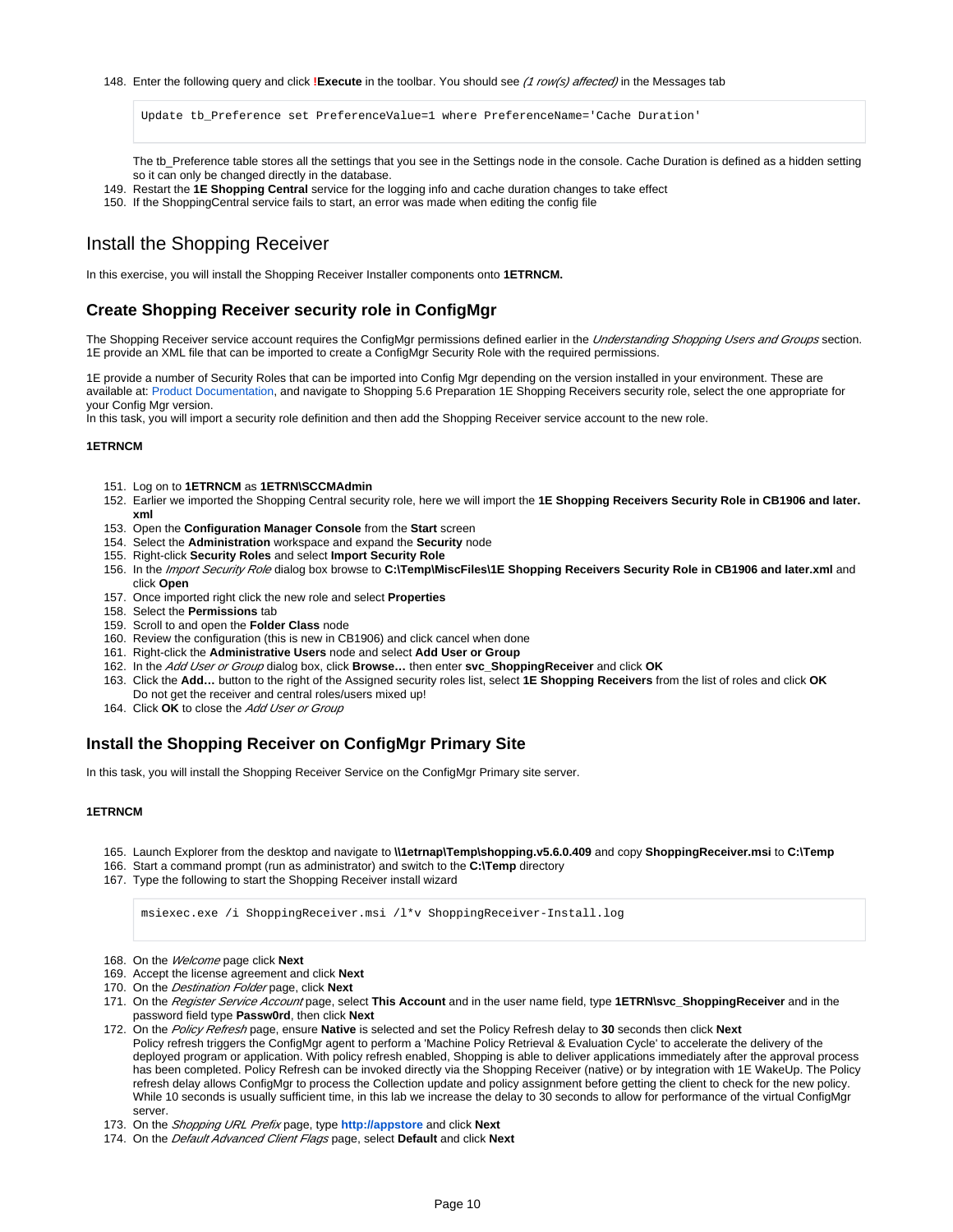148. Enter the following query and click **!Execute** in the toolbar. You should see *(1 row(s) affected)* in the Messages tab

```
Update tb_Preference set PreferenceValue=1 where PreferenceName='Cache Duration'
```

The tb_Preference table stores all the settings that you see in the Settings node in the console. Cache Duration is defined as a hidden setting so it can only be changed directly in the database.

149. Restart the **1E Shopping Central** service for the logging info and cache duration changes to take effect
150. If the ShoppingCentral service fails to start, an error was made when editing the config file

# Install the Shopping Receiver

In this exercise, you will install the Shopping Receiver Installer components onto **1ETRNCM.**

## Create Shopping Receiver security role in ConfigMgr

The Shopping Receiver service account requires the ConfigMgr permissions defined earlier in the *Understanding Shopping Users and Groups* section. 1E provide an XML file that can be imported to create a ConfigMgr Security Role with the required permissions.

1E provide a number of Security Roles that can be imported into Config Mgr depending on the version installed in your environment. These are available at: Product Documentation, and navigate to Shopping 5.6 Preparation 1E Shopping Receivers security role, select the one appropriate for your Config Mgr version.
In this task, you will import a security role definition and then add the Shopping Receiver service account to the new role.

**1ETRNCM**

151. Log on to **1ETRNCM** as **1ETRN\SCCMAdmin**
152. Earlier we imported the Shopping Central security role, here we will import the **1E Shopping Receivers Security Role in CB1906 and later.xml**
153. Open the **Configuration Manager Console** from the **Start** screen
154. Select the **Administration** workspace and expand the **Security** node
155. Right-click **Security Roles** and select **Import Security Role**
156. In the *Import Security Role* dialog box browse to **C:\Temp\MiscFiles\1E Shopping Receivers Security Role in CB1906 and later.xml** and click **Open**
157. Once imported right click the new role and select **Properties**
158. Select the **Permissions** tab
159. Scroll to and open the **Folder Class** node
160. Review the configuration (this is new in CB1906) and click cancel when done
161. Right-click the **Administrative Users** node and select **Add User or Group**
162. In the *Add User or Group* dialog box, click **Browse…** then enter **svc_ShoppingReceiver** and click **OK**
163. Click the **Add…** button to the right of the Assigned security roles list, select **1E Shopping Receivers** from the list of roles and click **OK**
Do not get the receiver and central roles/users mixed up!
164. Click **OK** to close the *Add User or Group*

## Install the Shopping Receiver on ConfigMgr Primary Site

In this task, you will install the Shopping Receiver Service on the ConfigMgr Primary site server.

**1ETRNCM**

165. Launch Explorer from the desktop and navigate to **\\1etrnap\Temp\shopping.v5.6.0.409** and copy **ShoppingReceiver.msi** to **C:\Temp**
166. Start a command prompt (run as administrator) and switch to the **C:\Temp** directory
167. Type the following to start the Shopping Receiver install wizard

```
msiexec.exe /i ShoppingReceiver.msi /l*v ShoppingReceiver-Install.log
```

168. On the *Welcome* page click **Next**
169. Accept the license agreement and click **Next**
170. On the *Destination Folder* page, click **Next**
171. On the *Register Service Account* page, select **This Account** and in the user name field, type **1ETRN\svc_ShoppingReceiver** and in the password field type **Passw0rd**, then click **Next**
172. On the *Policy Refresh* page, ensure **Native** is selected and set the Policy Refresh delay to **30** seconds then click **Next**
Policy refresh triggers the ConfigMgr agent to perform a 'Machine Policy Retrieval & Evaluation Cycle' to accelerate the delivery of the deployed program or application. With policy refresh enabled, Shopping is able to deliver applications immediately after the approval process has been completed. Policy Refresh can be invoked directly via the Shopping Receiver (native) or by integration with 1E WakeUp. The Policy refresh delay allows ConfigMgr to process the Collection update and policy assignment before getting the client to check for the new policy. While 10 seconds is usually sufficient time, in this lab we increase the delay to 30 seconds to allow for performance of the virtual ConfigMgr server.
173. On the *Shopping URL Prefix* page, type **http://appstore** and click **Next**
174. On the *Default Advanced Client Flags* page, select **Default** and click **Next**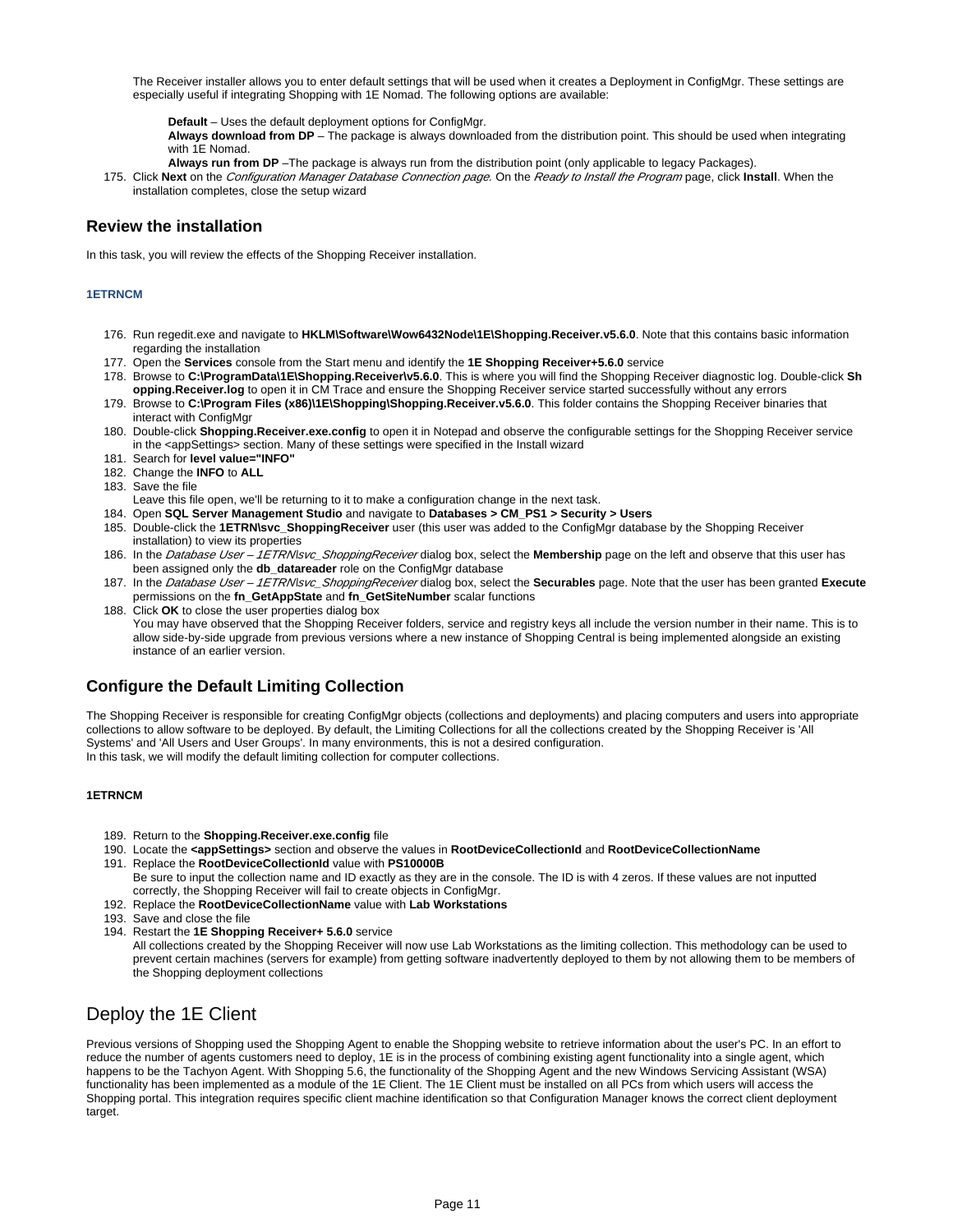The Receiver installer allows you to enter default settings that will be used when it creates a Deployment in ConfigMgr. These settings are especially useful if integrating Shopping with 1E Nomad. The following options are available:

**Default** – Uses the default deployment options for ConfigMgr.
**Always download from DP** – The package is always downloaded from the distribution point. This should be used when integrating with 1E Nomad.
**Always run from DP** –The package is always run from the distribution point (only applicable to legacy Packages).

175. Click **Next** on the *Configuration Manager Database Connection page.* On the *Ready to Install the Program* page, click **Install**. When the installation completes, close the setup wizard

## Review the installation

In this task, you will review the effects of the Shopping Receiver installation.

#### 1ETRNCM

176. Run regedit.exe and navigate to **HKLM\Software\Wow6432Node\1E\Shopping.Receiver.v5.6.0**. Note that this contains basic information regarding the installation
177. Open the **Services** console from the Start menu and identify the **1E Shopping Receiver+5.6.0** service
178. Browse to **C:\ProgramData\1E\Shopping.Receiver\v5.6.0**. This is where you will find the Shopping Receiver diagnostic log. Double-click **Shopping.Receiver.log** to open it in CM Trace and ensure the Shopping Receiver service started successfully without any errors
179. Browse to **C:\Program Files (x86)\1E\Shopping\Shopping.Receiver.v5.6.0**. This folder contains the Shopping Receiver binaries that interact with ConfigMgr
180. Double-click **Shopping.Receiver.exe.config** to open it in Notepad and observe the configurable settings for the Shopping Receiver service in the <appSettings> section. Many of these settings were specified in the Install wizard
181. Search for **level value="INFO"**
182. Change the **INFO** to **ALL**
183. Save the file
Leave this file open, we'll be returning to it to make a configuration change in the next task.
184. Open **SQL Server Management Studio** and navigate to **Databases > CM_PS1 > Security > Users**
185. Double-click the **1ETRN\svc_ShoppingReceiver** user (this user was added to the ConfigMgr database by the Shopping Receiver installation) to view its properties
186. In the *Database User – 1ETRN\svc_ShoppingReceiver* dialog box, select the **Membership** page on the left and observe that this user has been assigned only the **db_datareader** role on the ConfigMgr database
187. In the *Database User – 1ETRN\svc_ShoppingReceiver* dialog box, select the **Securables** page. Note that the user has been granted **Execute** permissions on the **fn_GetAppState** and **fn_GetSiteNumber** scalar functions
188. Click **OK** to close the user properties dialog box
You may have observed that the Shopping Receiver folders, service and registry keys all include the version number in their name. This is to allow side-by-side upgrade from previous versions where a new instance of Shopping Central is being implemented alongside an existing instance of an earlier version.

## Configure the Default Limiting Collection

The Shopping Receiver is responsible for creating ConfigMgr objects (collections and deployments) and placing computers and users into appropriate collections to allow software to be deployed. By default, the Limiting Collections for all the collections created by the Shopping Receiver is 'All Systems' and 'All Users and User Groups'. In many environments, this is not a desired configuration.
In this task, we will modify the default limiting collection for computer collections.

#### 1ETRNCM

189. Return to the **Shopping.Receiver.exe.config** file
190. Locate the **<appSettings>** section and observe the values in **RootDeviceCollectionId** and **RootDeviceCollectionName**
191. Replace the **RootDeviceCollectionId** value with **PS10000B**
Be sure to input the collection name and ID exactly as they are in the console. The ID is with 4 zeros. If these values are not inputted correctly, the Shopping Receiver will fail to create objects in ConfigMgr.
192. Replace the **RootDeviceCollectionName** value with **Lab Workstations**
193. Save and close the file
194. Restart the **1E Shopping Receiver+ 5.6.0** service
All collections created by the Shopping Receiver will now use Lab Workstations as the limiting collection. This methodology can be used to prevent certain machines (servers for example) from getting software inadvertently deployed to them by not allowing them to be members of the Shopping deployment collections

# Deploy the 1E Client

Previous versions of Shopping used the Shopping Agent to enable the Shopping website to retrieve information about the user's PC. In an effort to reduce the number of agents customers need to deploy, 1E is in the process of combining existing agent functionality into a single agent, which happens to be the Tachyon Agent. With Shopping 5.6, the functionality of the Shopping Agent and the new Windows Servicing Assistant (WSA) functionality has been implemented as a module of the 1E Client. The 1E Client must be installed on all PCs from which users will access the Shopping portal. This integration requires specific client machine identification so that Configuration Manager knows the correct client deployment target.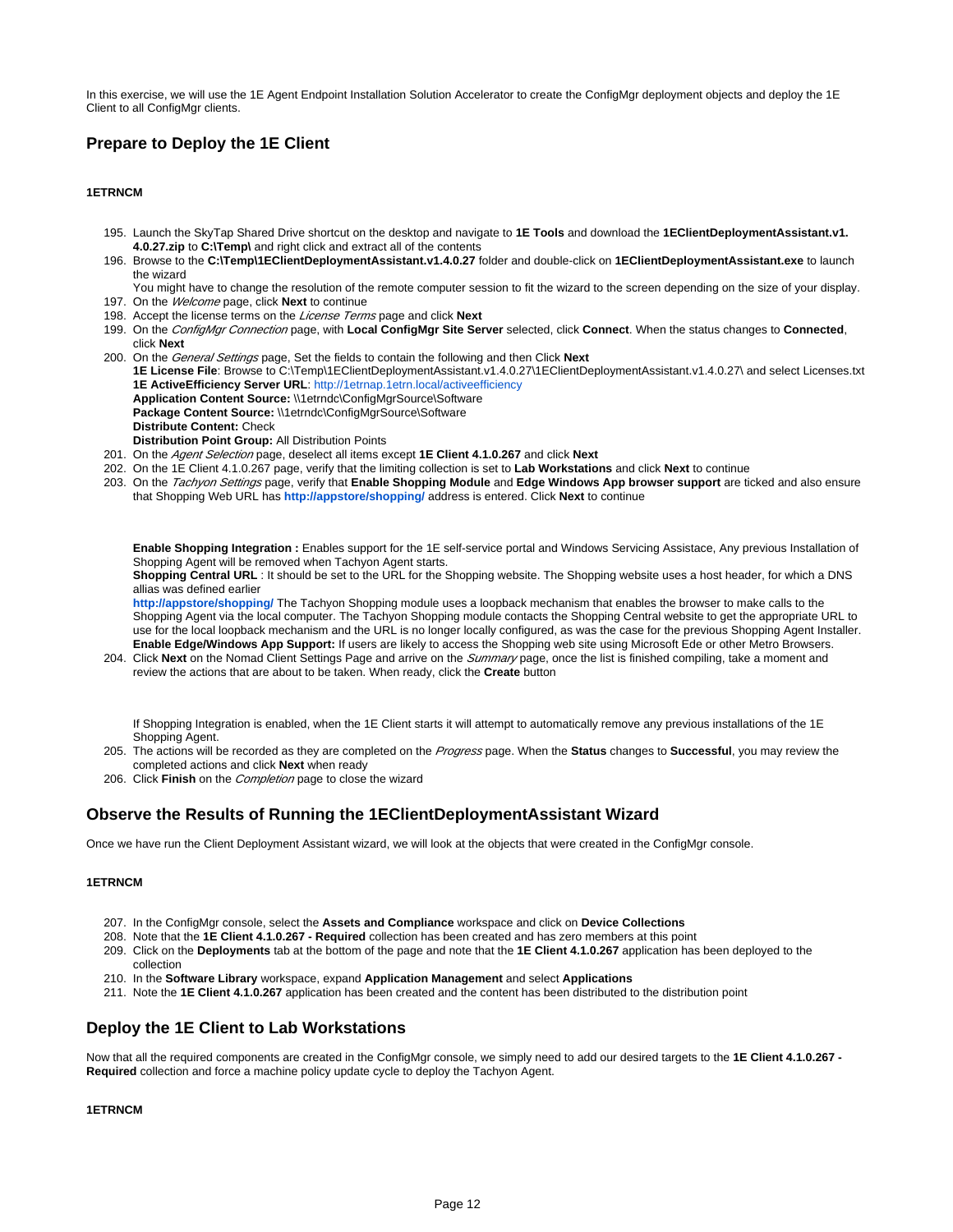In this exercise, we will use the 1E Agent Endpoint Installation Solution Accelerator to create the ConfigMgr deployment objects and deploy the 1E Client to all ConfigMgr clients.

## Prepare to Deploy the 1E Client

#### 1ETRNCM

195. Launch the SkyTap Shared Drive shortcut on the desktop and navigate to **1E Tools** and download the **1EClientDeploymentAssistant.v1.4.0.27.zip** to **C:\Temp\** and right click and extract all of the contents
196. Browse to the **C:\Temp\1EClientDeploymentAssistant.v1.4.0.27** folder and double-click on **1EClientDeploymentAssistant.exe** to launch the wizard
    You might have to change the resolution of the remote computer session to fit the wizard to the screen depending on the size of your display.
197. On the *Welcome* page, click **Next** to continue
198. Accept the license terms on the *License Terms* page and click **Next**
199. On the *ConfigMgr Connection* page, with **Local ConfigMgr Site Server** selected, click **Connect**. When the status changes to **Connected**, click **Next**
200. On the *General Settings* page, Set the fields to contain the following and then Click **Next**
    **1E License File**: Browse to C:\Temp\1EClientDeploymentAssistant.v1.4.0.27\1EClientDeploymentAssistant.v1.4.0.27\ and select Licenses.txt
    **1E ActiveEfficiency Server URL**: http://1etrnap.1etrn.local/activeefficiency
    **Application Content Source:** \\1etrndc\ConfigMgrSource\Software
    **Package Content Source:** \\1etrndc\ConfigMgrSource\Software
    **Distribute Content:** Check
    **Distribution Point Group:** All Distribution Points
201. On the *Agent Selection* page, deselect all items except **1E Client 4.1.0.267** and click **Next**
202. On the 1E Client 4.1.0.267 page, verify that the limiting collection is set to **Lab Workstations** and click **Next** to continue
203. On the *Tachyon Settings* page, verify that **Enable Shopping Module** and **Edge Windows App browser support** are ticked and also ensure that Shopping Web URL has **http://appstore/shopping/** address is entered. Click **Next** to continue

    **Enable Shopping Integration :** Enables support for the 1E self-service portal and Windows Servicing Assistace, Any previous Installation of Shopping Agent will be removed when Tachyon Agent starts.
    **Shopping Central URL** : It should be set to the URL for the Shopping website. The Shopping website uses a host header, for which a DNS allias was defined earlier
    **http://appstore/shopping/** The Tachyon Shopping module uses a loopback mechanism that enables the browser to make calls to the Shopping Agent via the local computer. The Tachyon Shopping module contacts the Shopping Central website to get the appropriate URL to use for the local loopback mechanism and the URL is no longer locally configured, as was the case for the previous Shopping Agent Installer.
    **Enable Edge/Windows App Support:** If users are likely to access the Shopping web site using Microsoft Ede or other Metro Browsers.
204. Click **Next** on the Nomad Client Settings Page and arrive on the *Summary* page, once the list is finished compiling, take a moment and review the actions that are about to be taken. When ready, click the **Create** button

    If Shopping Integration is enabled, when the 1E Client starts it will attempt to automatically remove any previous installations of the 1E Shopping Agent.
205. The actions will be recorded as they are completed on the *Progress* page. When the **Status** changes to **Successful**, you may review the completed actions and click **Next** when ready
206. Click **Finish** on the *Completion* page to close the wizard

## Observe the Results of Running the 1EClientDeploymentAssistant Wizard

Once we have run the Client Deployment Assistant wizard, we will look at the objects that were created in the ConfigMgr console.

#### 1ETRNCM

207. In the ConfigMgr console, select the **Assets and Compliance** workspace and click on **Device Collections**
208. Note that the **1E Client 4.1.0.267 - Required** collection has been created and has zero members at this point
209. Click on the **Deployments** tab at the bottom of the page and note that the **1E Client 4.1.0.267** application has been deployed to the collection
210. In the **Software Library** workspace, expand **Application Management** and select **Applications**
211. Note the **1E Client 4.1.0.267** application has been created and the content has been distributed to the distribution point

## Deploy the 1E Client to Lab Workstations

Now that all the required components are created in the ConfigMgr console, we simply need to add our desired targets to the **1E Client 4.1.0.267 - Required** collection and force a machine policy update cycle to deploy the Tachyon Agent.

#### 1ETRNCM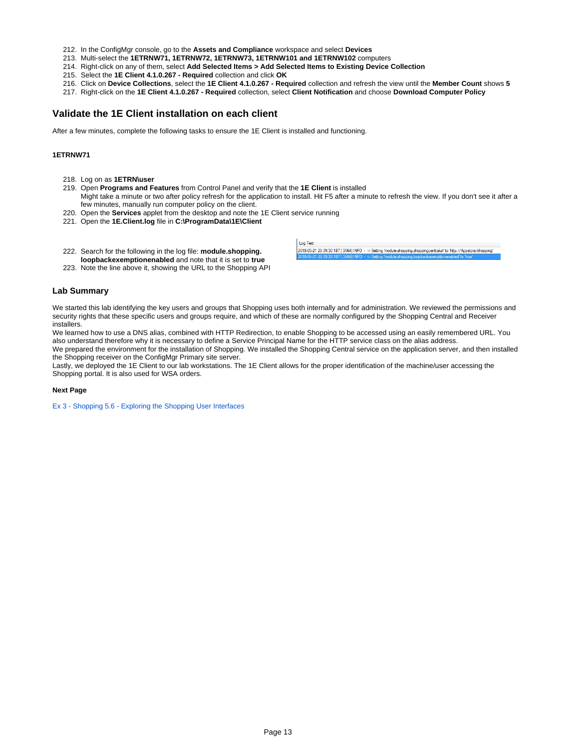212. In the ConfigMgr console, go to the **Assets and Compliance** workspace and select **Devices**
213. Multi-select the **1ETRNW71, 1ETRNW72, 1ETRNW73, 1ETRNW101 and 1ETRNW102** computers
214. Right-click on any of them, select **Add Selected Items > Add Selected Items to Existing Device Collection**
215. Select the **1E Client 4.1.0.267 - Required** collection and click **OK**
216. Click on **Device Collections**, select the **1E Client 4.1.0.267 - Required** collection and refresh the view until the **Member Count** shows **5**
217. Right-click on the **1E Client 4.1.0.267 - Required** collection, select **Client Notification** and choose **Download Computer Policy**

## Validate the 1E Client installation on each client

After a few minutes, complete the following tasks to ensure the 1E Client is installed and functioning.

**1ETRNW71**

218. Log on as **1ETRN\user**
219. Open **Programs and Features** from Control Panel and verify that the **1E Client** is installed
    Might take a minute or two after policy refresh for the application to install. Hit F5 after a minute to refresh the view. If you don't see it after a few minutes, manually run computer policy on the client.
220. Open the **Services** applet from the desktop and note the 1E Client service running
221. Open the **1E.Client.log** file in **C:\ProgramData\1E\Client**
222. Search for the following in the log file: **module.shopping. loopbackexemptionenabled** and note that it is set to **true**
223. Note the line above it, showing the URL to the Shopping API

Log Text
2018-05-21 20:39:30.187 [ 3564] INFO - -> Setting 'module.shopping.shoppingcentralurl' to 'http://Appstore/shopping'
2018-05-21 20:39:30.187 [ 3564] INFO - -> Setting 'module.shopping.loopbackexemptionenabled' to 'true'

### Lab Summary

We started this lab identifying the key users and groups that Shopping uses both internally and for administration. We reviewed the permissions and security rights that these specific users and groups require, and which of these are normally configured by the Shopping Central and Receiver installers.
We learned how to use a DNS alias, combined with HTTP Redirection, to enable Shopping to be accessed using an easily remembered URL. You also understand therefore why it is necessary to define a Service Principal Name for the HTTP service class on the alias address.
We prepared the environment for the installation of Shopping. We installed the Shopping Central service on the application server, and then installed the Shopping receiver on the ConfigMgr Primary site server.
Lastly, we deployed the 1E Client to our lab workstations. The 1E Client allows for the proper identification of the machine/user accessing the Shopping portal. It is also used for WSA orders.

**Next Page**

Ex 3 - Shopping 5.6 - Exploring the Shopping User Interfaces